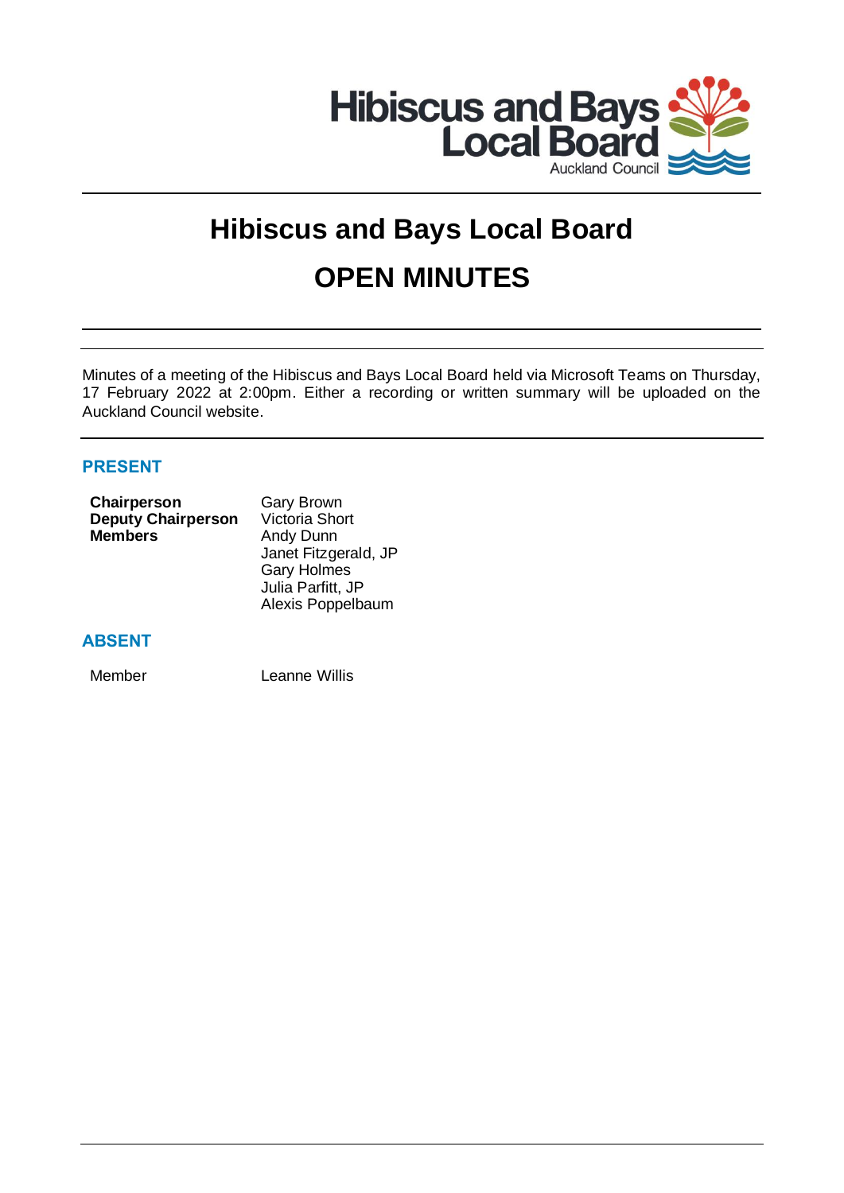# Hibiscus and Bays Local Board

# OPEN MINUTES

Minutes of a meeting of the Hibiscus and Bays Local Board held via Microsoft Teams on Thursday, 17 February 2022 at 2:00pm. Either a recording or written summary will be uploaded on the Auckland Council website.

## PRESENT

| | |
|---|---|
| **Chairperson** | Gary Brown |
| **Deputy Chairperson** | Victoria Short |
| **Members** | Andy Dunn |
| | Janet Fitzgerald, JP |
| | Gary Holmes |
| | Julia Parfitt, JP |
| | Alexis Poppelbaum |

## ABSENT

| | |
|---|---|
| Member | Leanne Willis |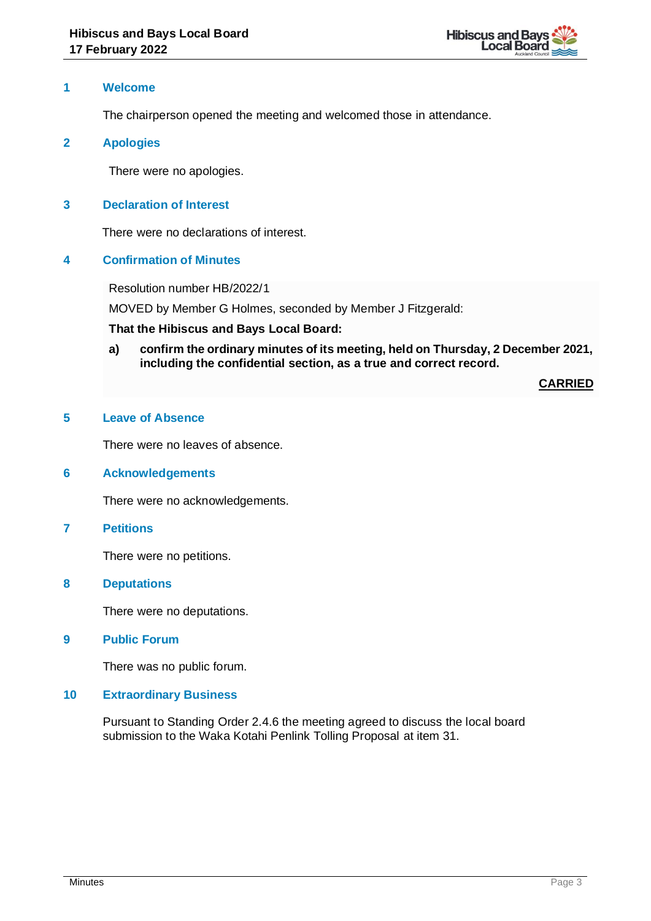## 1 Welcome

The chairperson opened the meeting and welcomed those in attendance.

## 2 Apologies

There were no apologies.

## 3 Declaration of Interest

There were no declarations of interest.

## 4 Confirmation of Minutes

Resolution number HB/2022/1

MOVED by Member G Holmes, seconded by Member J Fitzgerald:

**That the Hibiscus and Bays Local Board:**

**a) confirm the ordinary minutes of its meeting, held on Thursday, 2 December 2021, including the confidential section, as a true and correct record.**

**CARRIED**

## 5 Leave of Absence

There were no leaves of absence.

## 6 Acknowledgements

There were no acknowledgements.

## 7 Petitions

There were no petitions.

## 8 Deputations

There were no deputations.

## 9 Public Forum

There was no public forum.

## 10 Extraordinary Business

Pursuant to Standing Order 2.4.6 the meeting agreed to discuss the local board submission to the Waka Kotahi Penlink Tolling Proposal at item 31.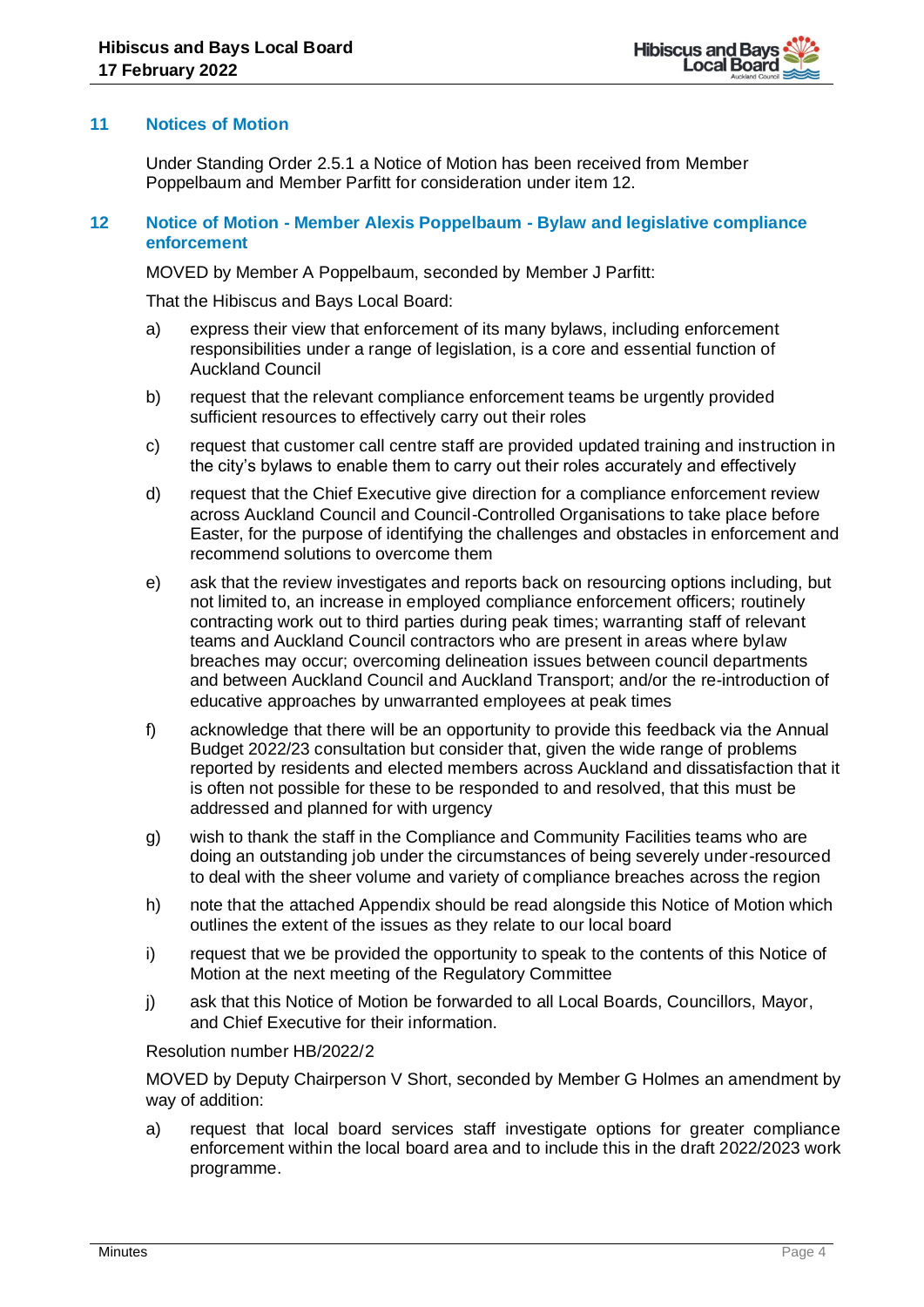## 11 Notices of Motion

Under Standing Order 2.5.1 a Notice of Motion has been received from Member Poppelbaum and Member Parfitt for consideration under item 12.

## 12 Notice of Motion - Member Alexis Poppelbaum - Bylaw and legislative compliance enforcement

MOVED by Member A Poppelbaum, seconded by Member J Parfitt:

That the Hibiscus and Bays Local Board:

a) express their view that enforcement of its many bylaws, including enforcement responsibilities under a range of legislation, is a core and essential function of Auckland Council

b) request that the relevant compliance enforcement teams be urgently provided sufficient resources to effectively carry out their roles

c) request that customer call centre staff are provided updated training and instruction in the city's bylaws to enable them to carry out their roles accurately and effectively

d) request that the Chief Executive give direction for a compliance enforcement review across Auckland Council and Council-Controlled Organisations to take place before Easter, for the purpose of identifying the challenges and obstacles in enforcement and recommend solutions to overcome them

e) ask that the review investigates and reports back on resourcing options including, but not limited to, an increase in employed compliance enforcement officers; routinely contracting work out to third parties during peak times; warranting staff of relevant teams and Auckland Council contractors who are present in areas where bylaw breaches may occur; overcoming delineation issues between council departments and between Auckland Council and Auckland Transport; and/or the re-introduction of educative approaches by unwarranted employees at peak times

f) acknowledge that there will be an opportunity to provide this feedback via the Annual Budget 2022/23 consultation but consider that, given the wide range of problems reported by residents and elected members across Auckland and dissatisfaction that it is often not possible for these to be responded to and resolved, that this must be addressed and planned for with urgency

g) wish to thank the staff in the Compliance and Community Facilities teams who are doing an outstanding job under the circumstances of being severely under-resourced to deal with the sheer volume and variety of compliance breaches across the region

h) note that the attached Appendix should be read alongside this Notice of Motion which outlines the extent of the issues as they relate to our local board

i) request that we be provided the opportunity to speak to the contents of this Notice of Motion at the next meeting of the Regulatory Committee

j) ask that this Notice of Motion be forwarded to all Local Boards, Councillors, Mayor, and Chief Executive for their information.

Resolution number HB/2022/2

MOVED by Deputy Chairperson V Short, seconded by Member G Holmes an amendment by way of addition:

a) request that local board services staff investigate options for greater compliance enforcement within the local board area and to include this in the draft 2022/2023 work programme.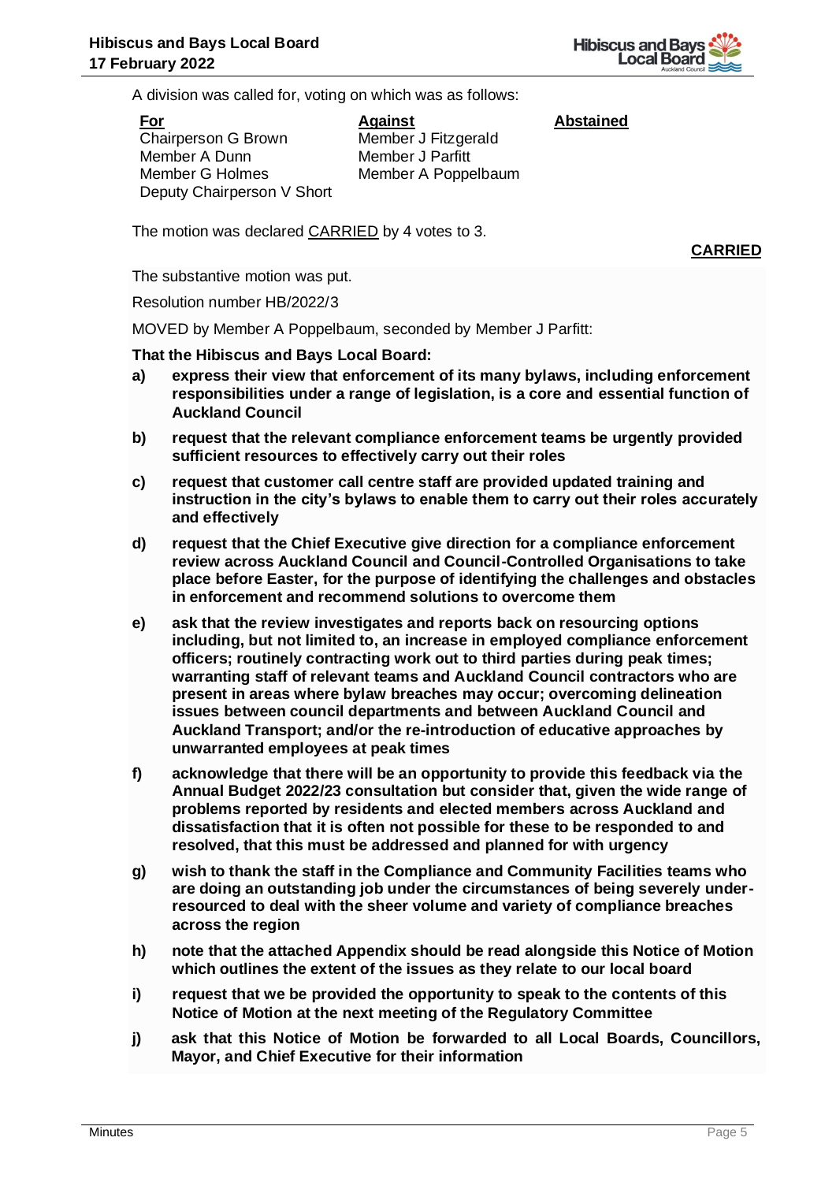A division was called for, voting on which was as follows:

| For | Against | Abstained |
|---|---|---|
| Chairperson G Brown | Member J Fitzgerald | |
| Member A Dunn | Member J Parfitt | |
| Member G Holmes | Member A Poppelbaum | |
| Deputy Chairperson V Short | | |

The motion was declared CARRIED by 4 votes to 3.

**CARRIED**

The substantive motion was put.

Resolution number HB/2022/3

MOVED by Member A Poppelbaum, seconded by Member J Parfitt:

**That the Hibiscus and Bays Local Board:**

**a)** **express their view that enforcement of its many bylaws, including enforcement responsibilities under a range of legislation, is a core and essential function of Auckland Council**

**b)** **request that the relevant compliance enforcement teams be urgently provided sufficient resources to effectively carry out their roles**

**c)** **request that customer call centre staff are provided updated training and instruction in the city's bylaws to enable them to carry out their roles accurately and effectively**

**d)** **request that the Chief Executive give direction for a compliance enforcement review across Auckland Council and Council-Controlled Organisations to take place before Easter, for the purpose of identifying the challenges and obstacles in enforcement and recommend solutions to overcome them**

**e)** **ask that the review investigates and reports back on resourcing options including, but not limited to, an increase in employed compliance enforcement officers; routinely contracting work out to third parties during peak times; warranting staff of relevant teams and Auckland Council contractors who are present in areas where bylaw breaches may occur; overcoming delineation issues between council departments and between Auckland Council and Auckland Transport; and/or the re-introduction of educative approaches by unwarranted employees at peak times**

**f)** **acknowledge that there will be an opportunity to provide this feedback via the Annual Budget 2022/23 consultation but consider that, given the wide range of problems reported by residents and elected members across Auckland and dissatisfaction that it is often not possible for these to be responded to and resolved, that this must be addressed and planned for with urgency**

**g)** **wish to thank the staff in the Compliance and Community Facilities teams who are doing an outstanding job under the circumstances of being severely under-resourced to deal with the sheer volume and variety of compliance breaches across the region**

**h)** **note that the attached Appendix should be read alongside this Notice of Motion which outlines the extent of the issues as they relate to our local board**

**i)** **request that we be provided the opportunity to speak to the contents of this Notice of Motion at the next meeting of the Regulatory Committee**

**j)** **ask that this Notice of Motion be forwarded to all Local Boards, Councillors, Mayor, and Chief Executive for their information**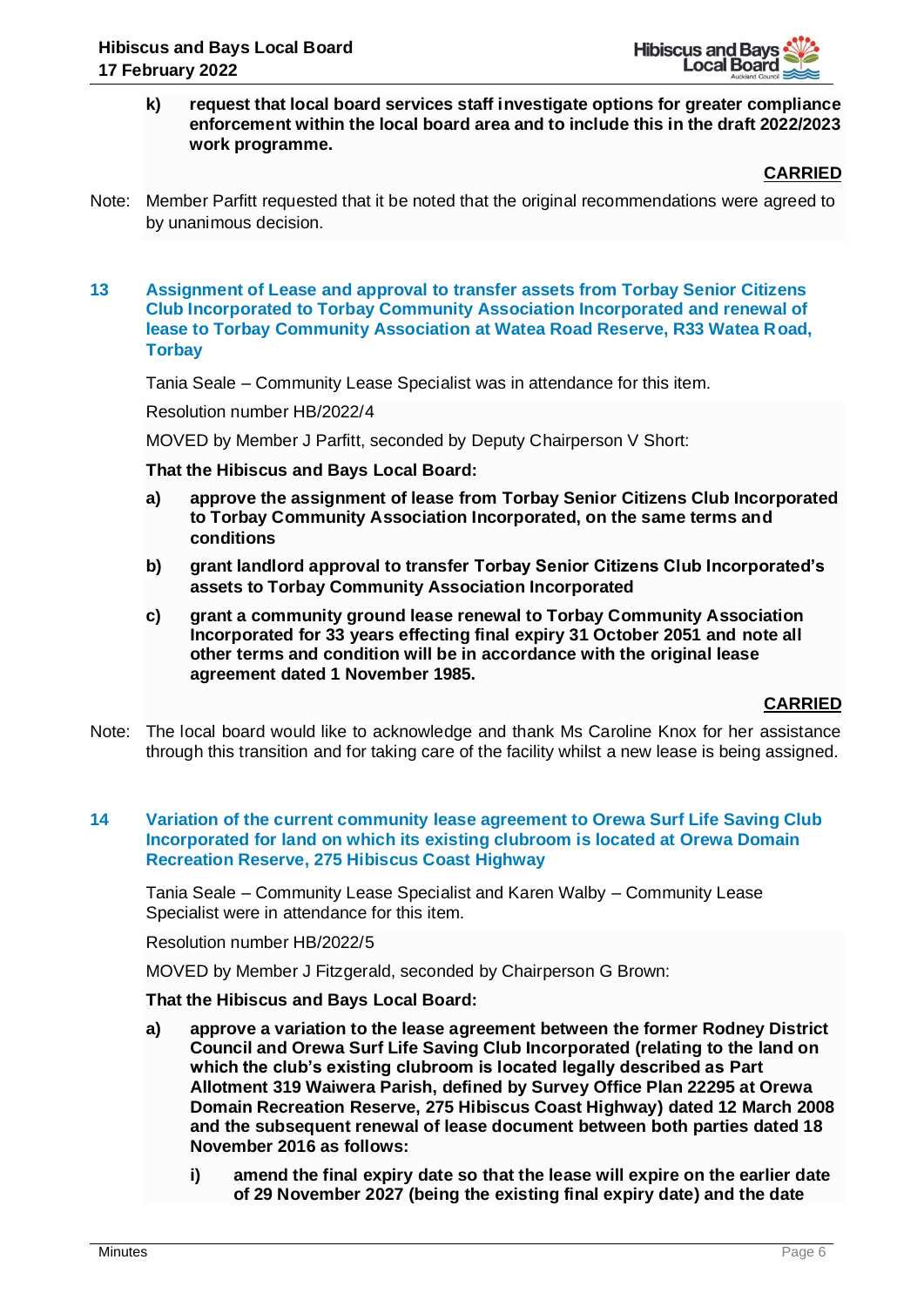**k) request that local board services staff investigate options for greater compliance enforcement within the local board area and to include this in the draft 2022/2023 work programme.**

**CARRIED**

Note: Member Parfitt requested that it be noted that the original recommendations were agreed to by unanimous decision.

## 13 Assignment of Lease and approval to transfer assets from Torbay Senior Citizens Club Incorporated to Torbay Community Association Incorporated and renewal of lease to Torbay Community Association at Watea Road Reserve, R33 Watea Road, Torbay

Tania Seale – Community Lease Specialist was in attendance for this item.

Resolution number HB/2022/4

MOVED by Member J Parfitt, seconded by Deputy Chairperson V Short:

**That the Hibiscus and Bays Local Board:**

**a) approve the assignment of lease from Torbay Senior Citizens Club Incorporated to Torbay Community Association Incorporated, on the same terms and conditions**

**b) grant landlord approval to transfer Torbay Senior Citizens Club Incorporated's assets to Torbay Community Association Incorporated**

**c) grant a community ground lease renewal to Torbay Community Association Incorporated for 33 years effecting final expiry 31 October 2051 and note all other terms and condition will be in accordance with the original lease agreement dated 1 November 1985.**

**CARRIED**

Note: The local board would like to acknowledge and thank Ms Caroline Knox for her assistance through this transition and for taking care of the facility whilst a new lease is being assigned.

## 14 Variation of the current community lease agreement to Orewa Surf Life Saving Club Incorporated for land on which its existing clubroom is located at Orewa Domain Recreation Reserve, 275 Hibiscus Coast Highway

Tania Seale – Community Lease Specialist and Karen Walby – Community Lease Specialist were in attendance for this item.

Resolution number HB/2022/5

MOVED by Member J Fitzgerald, seconded by Chairperson G Brown:

**That the Hibiscus and Bays Local Board:**

**a) approve a variation to the lease agreement between the former Rodney District Council and Orewa Surf Life Saving Club Incorporated (relating to the land on which the club's existing clubroom is located legally described as Part Allotment 319 Waiwera Parish, defined by Survey Office Plan 22295 at Orewa Domain Recreation Reserve, 275 Hibiscus Coast Highway) dated 12 March 2008 and the subsequent renewal of lease document between both parties dated 18 November 2016 as follows:**

**i) amend the final expiry date so that the lease will expire on the earlier date of 29 November 2027 (being the existing final expiry date) and the date**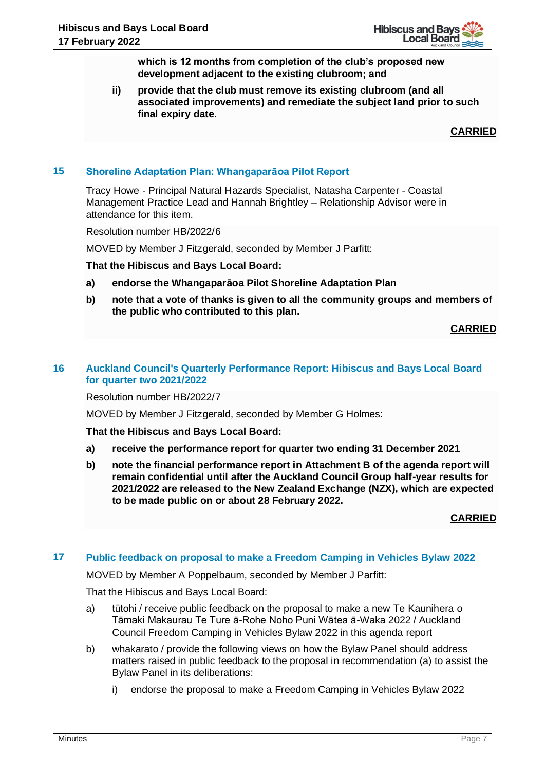**which is 12 months from completion of the club's proposed new development adjacent to the existing clubroom; and**

ii) **provide that the club must remove its existing clubroom (and all associated improvements) and remediate the subject land prior to such final expiry date.**

**CARRIED**

## 15 Shoreline Adaptation Plan: Whangaparāoa Pilot Report

Tracy Howe - Principal Natural Hazards Specialist, Natasha Carpenter - Coastal Management Practice Lead and Hannah Brightley – Relationship Advisor were in attendance for this item.

Resolution number HB/2022/6

MOVED by Member J Fitzgerald, seconded by Member J Parfitt:

**That the Hibiscus and Bays Local Board:**

a) **endorse the Whangaparāoa Pilot Shoreline Adaptation Plan**

b) **note that a vote of thanks is given to all the community groups and members of the public who contributed to this plan.**

**CARRIED**

## 16 Auckland Council's Quarterly Performance Report: Hibiscus and Bays Local Board for quarter two 2021/2022

Resolution number HB/2022/7

MOVED by Member J Fitzgerald, seconded by Member G Holmes:

**That the Hibiscus and Bays Local Board:**

a) **receive the performance report for quarter two ending 31 December 2021**

b) **note the financial performance report in Attachment B of the agenda report will remain confidential until after the Auckland Council Group half-year results for 2021/2022 are released to the New Zealand Exchange (NZX), which are expected to be made public on or about 28 February 2022.**

**CARRIED**

## 17 Public feedback on proposal to make a Freedom Camping in Vehicles Bylaw 2022

MOVED by Member A Poppelbaum, seconded by Member J Parfitt:

That the Hibiscus and Bays Local Board:

a) tūtohi / receive public feedback on the proposal to make a new Te Kaunihera o Tāmaki Makaurau Te Ture ā-Rohe Noho Puni Wātea ā-Waka 2022 / Auckland Council Freedom Camping in Vehicles Bylaw 2022 in this agenda report

b) whakarato / provide the following views on how the Bylaw Panel should address matters raised in public feedback to the proposal in recommendation (a) to assist the Bylaw Panel in its deliberations:

   i) endorse the proposal to make a Freedom Camping in Vehicles Bylaw 2022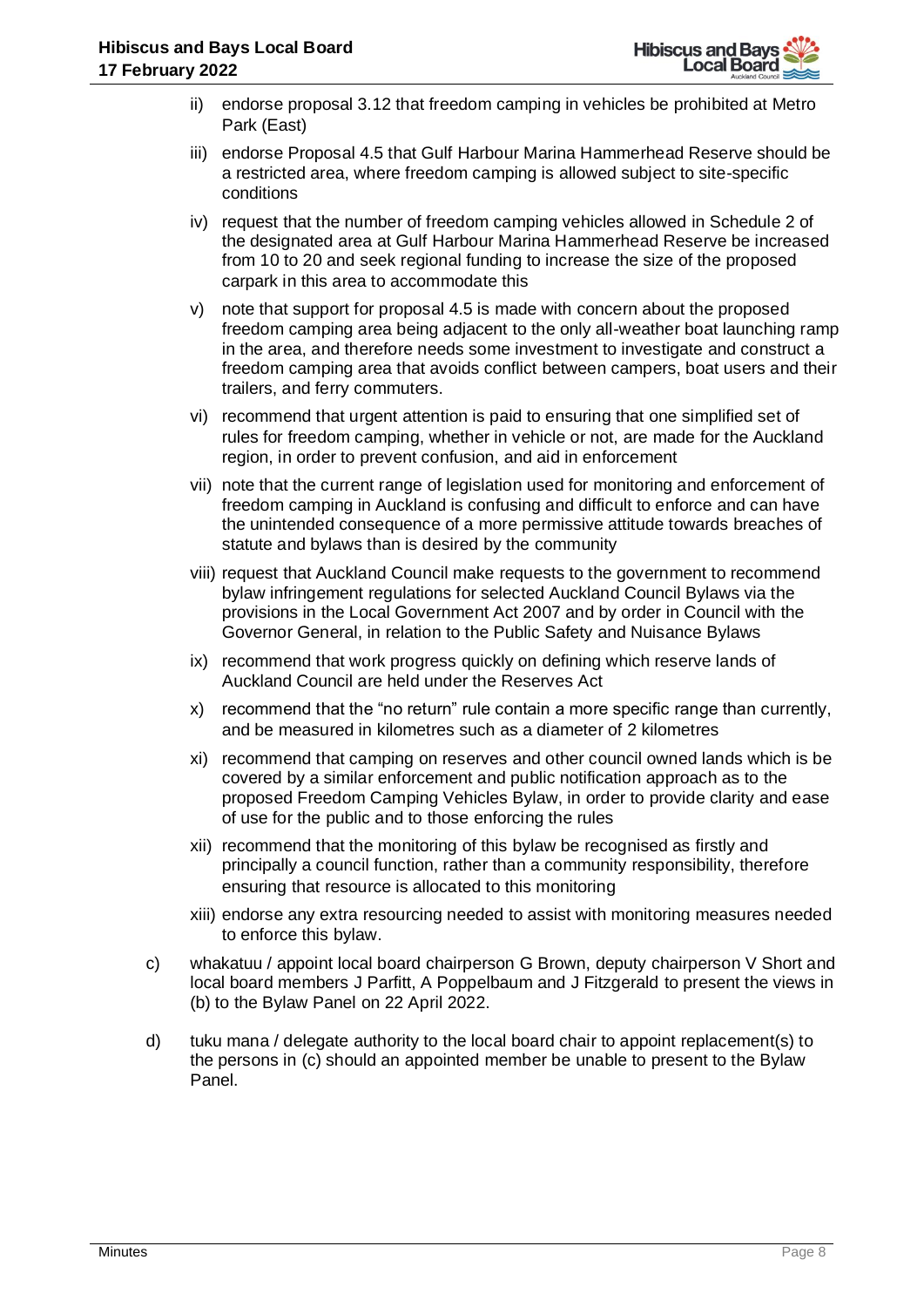ii) endorse proposal 3.12 that freedom camping in vehicles be prohibited at Metro Park (East)

iii) endorse Proposal 4.5 that Gulf Harbour Marina Hammerhead Reserve should be a restricted area, where freedom camping is allowed subject to site-specific conditions

iv) request that the number of freedom camping vehicles allowed in Schedule 2 of the designated area at Gulf Harbour Marina Hammerhead Reserve be increased from 10 to 20 and seek regional funding to increase the size of the proposed carpark in this area to accommodate this

v) note that support for proposal 4.5 is made with concern about the proposed freedom camping area being adjacent to the only all-weather boat launching ramp in the area, and therefore needs some investment to investigate and construct a freedom camping area that avoids conflict between campers, boat users and their trailers, and ferry commuters.

vi) recommend that urgent attention is paid to ensuring that one simplified set of rules for freedom camping, whether in vehicle or not, are made for the Auckland region, in order to prevent confusion, and aid in enforcement

vii) note that the current range of legislation used for monitoring and enforcement of freedom camping in Auckland is confusing and difficult to enforce and can have the unintended consequence of a more permissive attitude towards breaches of statute and bylaws than is desired by the community

viii) request that Auckland Council make requests to the government to recommend bylaw infringement regulations for selected Auckland Council Bylaws via the provisions in the Local Government Act 2007 and by order in Council with the Governor General, in relation to the Public Safety and Nuisance Bylaws

ix) recommend that work progress quickly on defining which reserve lands of Auckland Council are held under the Reserves Act

x) recommend that the "no return" rule contain a more specific range than currently, and be measured in kilometres such as a diameter of 2 kilometres

xi) recommend that camping on reserves and other council owned lands which is be covered by a similar enforcement and public notification approach as to the proposed Freedom Camping Vehicles Bylaw, in order to provide clarity and ease of use for the public and to those enforcing the rules

xii) recommend that the monitoring of this bylaw be recognised as firstly and principally a council function, rather than a community responsibility, therefore ensuring that resource is allocated to this monitoring

xiii) endorse any extra resourcing needed to assist with monitoring measures needed to enforce this bylaw.

c) whakatuu / appoint local board chairperson G Brown, deputy chairperson V Short and local board members J Parfitt, A Poppelbaum and J Fitzgerald to present the views in (b) to the Bylaw Panel on 22 April 2022.

d) tuku mana / delegate authority to the local board chair to appoint replacement(s) to the persons in (c) should an appointed member be unable to present to the Bylaw Panel.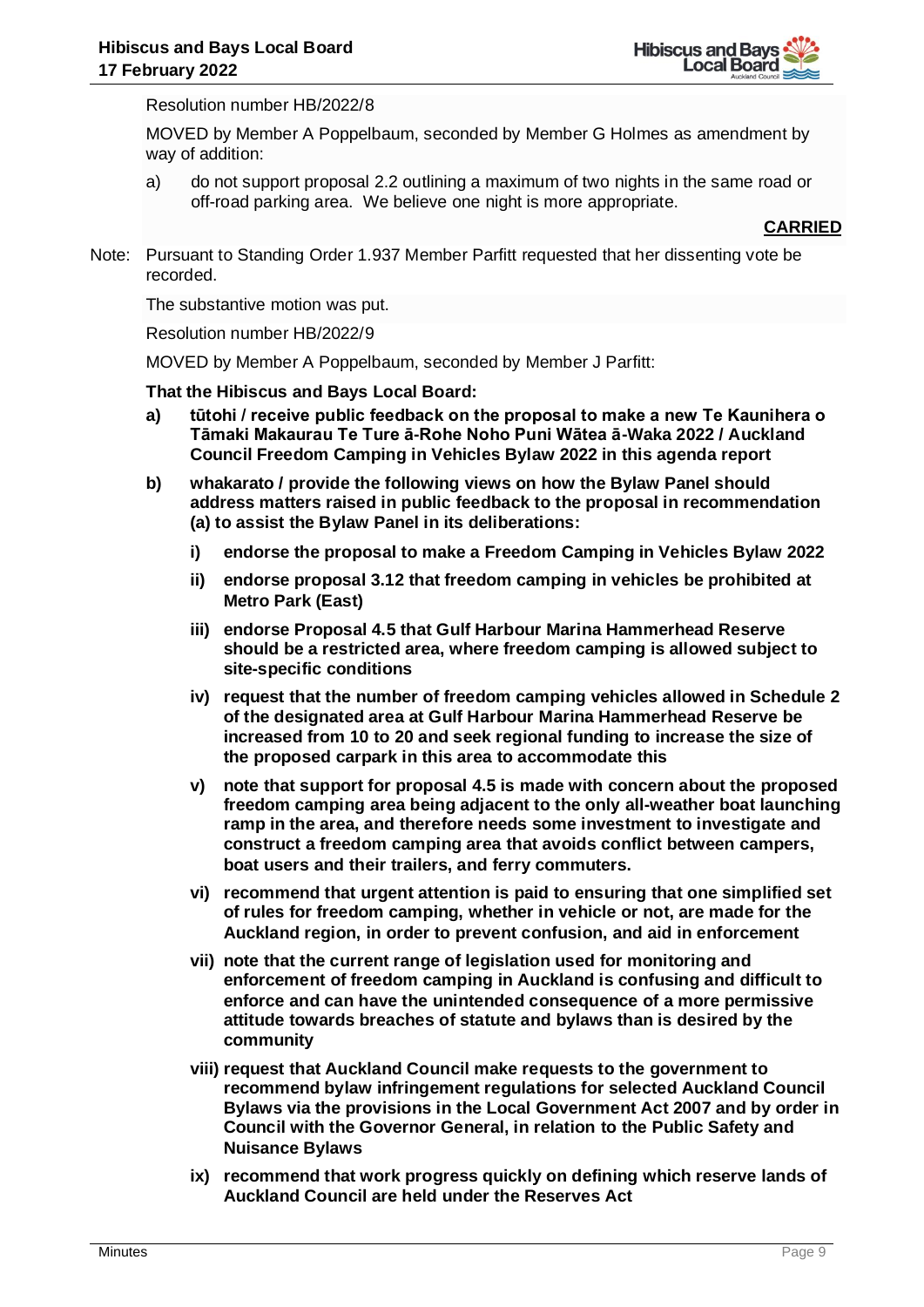Resolution number HB/2022/8

MOVED by Member A Poppelbaum, seconded by Member G Holmes as amendment by way of addition:

a) do not support proposal 2.2 outlining a maximum of two nights in the same road or off-road parking area. We believe one night is more appropriate.

**CARRIED**

Note: Pursuant to Standing Order 1.937 Member Parfitt requested that her dissenting vote be recorded.

The substantive motion was put.

Resolution number HB/2022/9

MOVED by Member A Poppelbaum, seconded by Member J Parfitt:

**That the Hibiscus and Bays Local Board:**

**a) tūtohi / receive public feedback on the proposal to make a new Te Kaunihera o Tāmaki Makaurau Te Ture ā-Rohe Noho Puni Wātea ā-Waka 2022 / Auckland Council Freedom Camping in Vehicles Bylaw 2022 in this agenda report**

**b) whakarato / provide the following views on how the Bylaw Panel should address matters raised in public feedback to the proposal in recommendation (a) to assist the Bylaw Panel in its deliberations:**

**i) endorse the proposal to make a Freedom Camping in Vehicles Bylaw 2022**

**ii) endorse proposal 3.12 that freedom camping in vehicles be prohibited at Metro Park (East)**

**iii) endorse Proposal 4.5 that Gulf Harbour Marina Hammerhead Reserve should be a restricted area, where freedom camping is allowed subject to site-specific conditions**

**iv) request that the number of freedom camping vehicles allowed in Schedule 2 of the designated area at Gulf Harbour Marina Hammerhead Reserve be increased from 10 to 20 and seek regional funding to increase the size of the proposed carpark in this area to accommodate this**

**v) note that support for proposal 4.5 is made with concern about the proposed freedom camping area being adjacent to the only all-weather boat launching ramp in the area, and therefore needs some investment to investigate and construct a freedom camping area that avoids conflict between campers, boat users and their trailers, and ferry commuters.**

**vi) recommend that urgent attention is paid to ensuring that one simplified set of rules for freedom camping, whether in vehicle or not, are made for the Auckland region, in order to prevent confusion, and aid in enforcement**

**vii) note that the current range of legislation used for monitoring and enforcement of freedom camping in Auckland is confusing and difficult to enforce and can have the unintended consequence of a more permissive attitude towards breaches of statute and bylaws than is desired by the community**

**viii) request that Auckland Council make requests to the government to recommend bylaw infringement regulations for selected Auckland Council Bylaws via the provisions in the Local Government Act 2007 and by order in Council with the Governor General, in relation to the Public Safety and Nuisance Bylaws**

**ix) recommend that work progress quickly on defining which reserve lands of Auckland Council are held under the Reserves Act**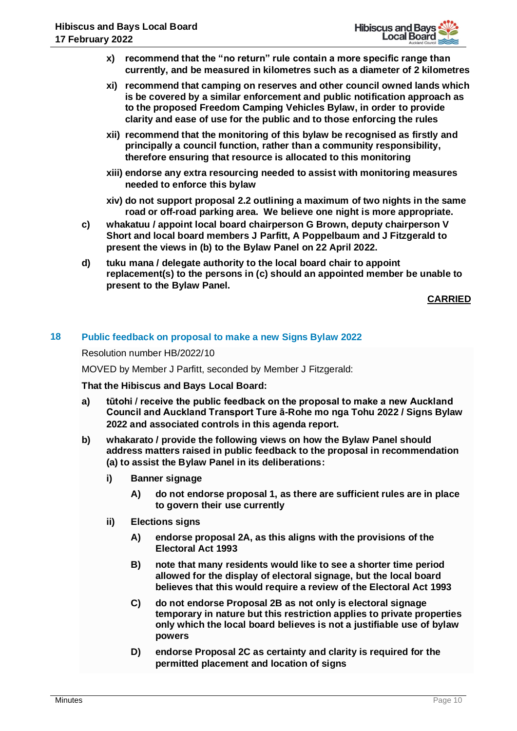x) **recommend that the "no return" rule contain a more specific range than currently, and be measured in kilometres such as a diameter of 2 kilometres**

xi) **recommend that camping on reserves and other council owned lands which is be covered by a similar enforcement and public notification approach as to the proposed Freedom Camping Vehicles Bylaw, in order to provide clarity and ease of use for the public and to those enforcing the rules**

xii) **recommend that the monitoring of this bylaw be recognised as firstly and principally a council function, rather than a community responsibility, therefore ensuring that resource is allocated to this monitoring**

xiii) **endorse any extra resourcing needed to assist with monitoring measures needed to enforce this bylaw**

xiv) **do not support proposal 2.2 outlining a maximum of two nights in the same road or off-road parking area. We believe one night is more appropriate.**

c) **whakatuu / appoint local board chairperson G Brown, deputy chairperson V Short and local board members J Parfitt, A Poppelbaum and J Fitzgerald to present the views in (b) to the Bylaw Panel on 22 April 2022.**

d) **tuku mana / delegate authority to the local board chair to appoint replacement(s) to the persons in (c) should an appointed member be unable to present to the Bylaw Panel.**

**CARRIED**

## 18 Public feedback on proposal to make a new Signs Bylaw 2022

Resolution number HB/2022/10

MOVED by Member J Parfitt, seconded by Member J Fitzgerald:

**That the Hibiscus and Bays Local Board:**

a) **tūtohi / receive the public feedback on the proposal to make a new Auckland Council and Auckland Transport Ture ā-Rohe mo nga Tohu 2022 / Signs Bylaw 2022 and associated controls in this agenda report.**

b) **whakarato / provide the following views on how the Bylaw Panel should address matters raised in public feedback to the proposal in recommendation (a) to assist the Bylaw Panel in its deliberations:**

i) **Banner signage**

A) **do not endorse proposal 1, as there are sufficient rules are in place to govern their use currently**

ii) **Elections signs**

A) **endorse proposal 2A, as this aligns with the provisions of the Electoral Act 1993**

B) **note that many residents would like to see a shorter time period allowed for the display of electoral signage, but the local board believes that this would require a review of the Electoral Act 1993**

C) **do not endorse Proposal 2B as not only is electoral signage temporary in nature but this restriction applies to private properties only which the local board believes is not a justifiable use of bylaw powers**

D) **endorse Proposal 2C as certainty and clarity is required for the permitted placement and location of signs**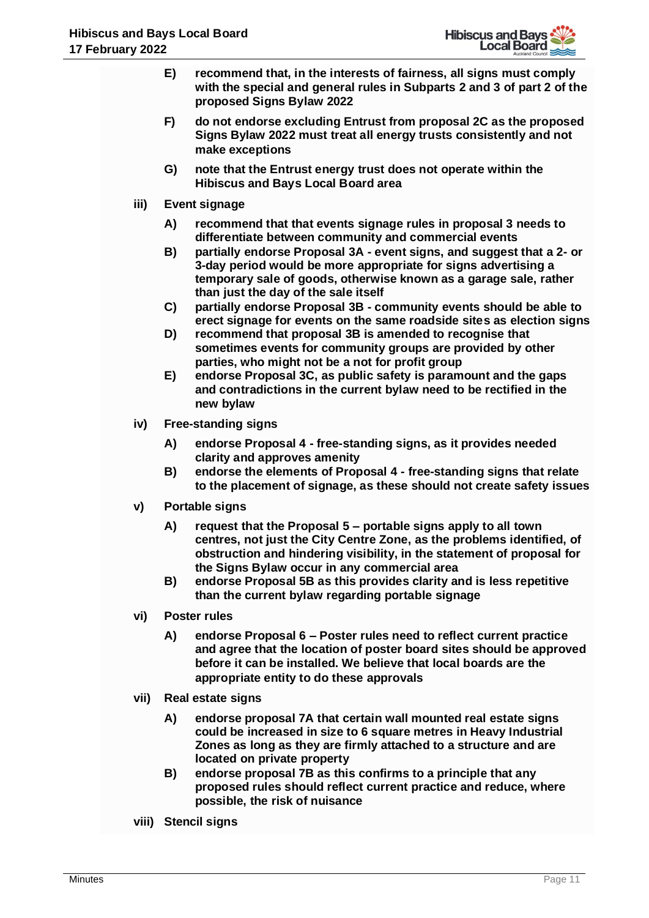**E) recommend that, in the interests of fairness, all signs must comply with the special and general rules in Subparts 2 and 3 of part 2 of the proposed Signs Bylaw 2022**

**F) do not endorse excluding Entrust from proposal 2C as the proposed Signs Bylaw 2022 must treat all energy trusts consistently and not make exceptions**

**G) note that the Entrust energy trust does not operate within the Hibiscus and Bays Local Board area**

**iii) Event signage**

**A) recommend that that events signage rules in proposal 3 needs to differentiate between community and commercial events**

**B) partially endorse Proposal 3A - event signs, and suggest that a 2- or 3-day period would be more appropriate for signs advertising a temporary sale of goods, otherwise known as a garage sale, rather than just the day of the sale itself**

**C) partially endorse Proposal 3B - community events should be able to erect signage for events on the same roadside sites as election signs**

**D) recommend that proposal 3B is amended to recognise that sometimes events for community groups are provided by other parties, who might not be a not for profit group**

**E) endorse Proposal 3C, as public safety is paramount and the gaps and contradictions in the current bylaw need to be rectified in the new bylaw**

**iv) Free-standing signs**

**A) endorse Proposal 4 - free-standing signs, as it provides needed clarity and approves amenity**

**B) endorse the elements of Proposal 4 - free-standing signs that relate to the placement of signage, as these should not create safety issues**

**v) Portable signs**

**A) request that the Proposal 5 – portable signs apply to all town centres, not just the City Centre Zone, as the problems identified, of obstruction and hindering visibility, in the statement of proposal for the Signs Bylaw occur in any commercial area**

**B) endorse Proposal 5B as this provides clarity and is less repetitive than the current bylaw regarding portable signage**

**vi) Poster rules**

**A) endorse Proposal 6 – Poster rules need to reflect current practice and agree that the location of poster board sites should be approved before it can be installed. We believe that local boards are the appropriate entity to do these approvals**

**vii) Real estate signs**

**A) endorse proposal 7A that certain wall mounted real estate signs could be increased in size to 6 square metres in Heavy Industrial Zones as long as they are firmly attached to a structure and are located on private property**

**B) endorse proposal 7B as this confirms to a principle that any proposed rules should reflect current practice and reduce, where possible, the risk of nuisance**

**viii) Stencil signs**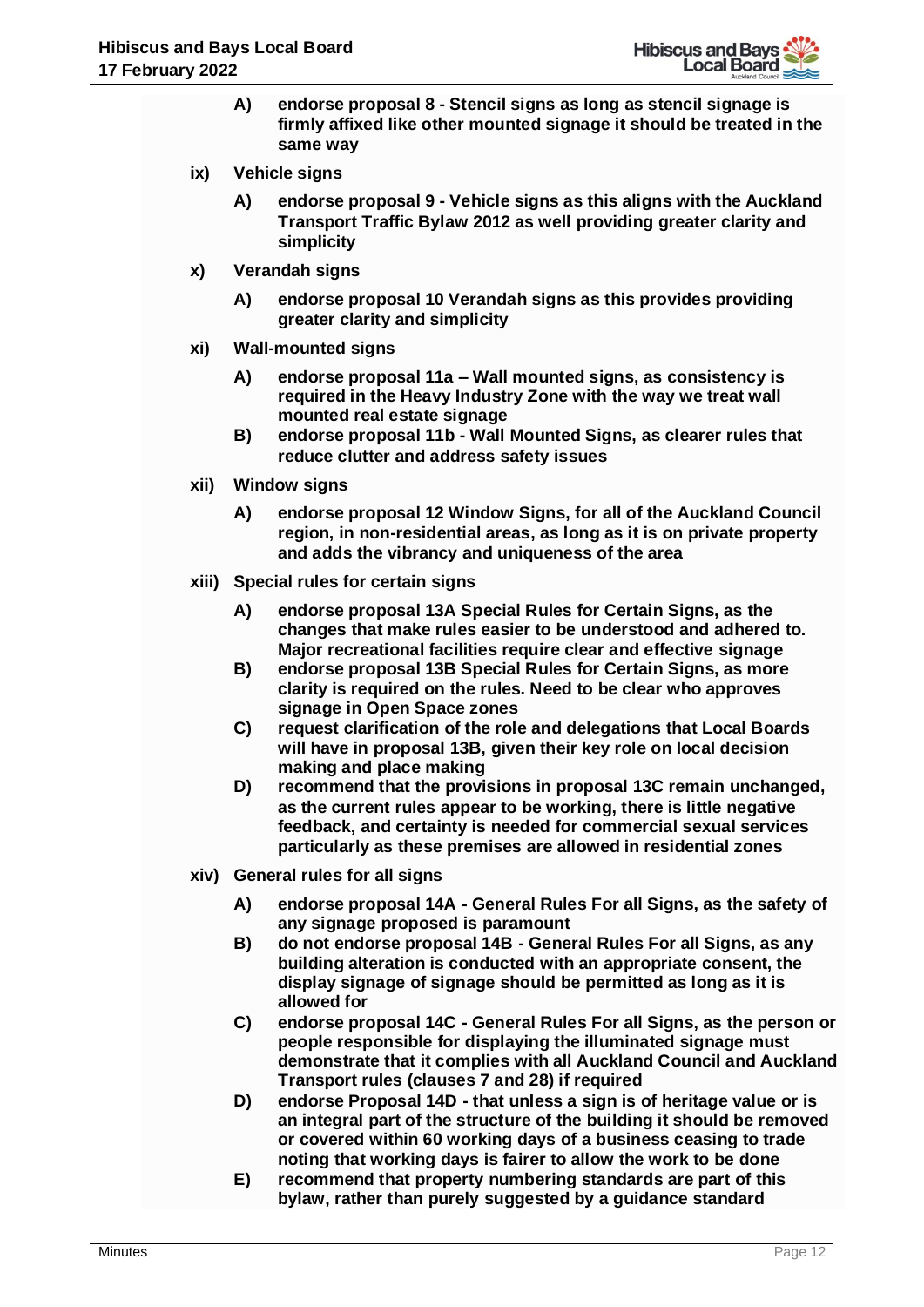**A) endorse proposal 8 - Stencil signs as long as stencil signage is firmly affixed like other mounted signage it should be treated in the same way**

**ix) Vehicle signs**

**A) endorse proposal 9 - Vehicle signs as this aligns with the Auckland Transport Traffic Bylaw 2012 as well providing greater clarity and simplicity**

**x) Verandah signs**

**A) endorse proposal 10 Verandah signs as this provides providing greater clarity and simplicity**

**xi) Wall-mounted signs**

**A) endorse proposal 11a – Wall mounted signs, as consistency is required in the Heavy Industry Zone with the way we treat wall mounted real estate signage**

**B) endorse proposal 11b - Wall Mounted Signs, as clearer rules that reduce clutter and address safety issues**

**xii) Window signs**

**A) endorse proposal 12 Window Signs, for all of the Auckland Council region, in non-residential areas, as long as it is on private property and adds the vibrancy and uniqueness of the area**

**xiii) Special rules for certain signs**

**A) endorse proposal 13A Special Rules for Certain Signs, as the changes that make rules easier to be understood and adhered to. Major recreational facilities require clear and effective signage**

**B) endorse proposal 13B Special Rules for Certain Signs, as more clarity is required on the rules. Need to be clear who approves signage in Open Space zones**

**C) request clarification of the role and delegations that Local Boards will have in proposal 13B, given their key role on local decision making and place making**

**D) recommend that the provisions in proposal 13C remain unchanged, as the current rules appear to be working, there is little negative feedback, and certainty is needed for commercial sexual services particularly as these premises are allowed in residential zones**

**xiv) General rules for all signs**

**A) endorse proposal 14A - General Rules For all Signs, as the safety of any signage proposed is paramount**

**B) do not endorse proposal 14B - General Rules For all Signs, as any building alteration is conducted with an appropriate consent, the display signage of signage should be permitted as long as it is allowed for**

**C) endorse proposal 14C - General Rules For all Signs, as the person or people responsible for displaying the illuminated signage must demonstrate that it complies with all Auckland Council and Auckland Transport rules (clauses 7 and 28) if required**

**D) endorse Proposal 14D - that unless a sign is of heritage value or is an integral part of the structure of the building it should be removed or covered within 60 working days of a business ceasing to trade noting that working days is fairer to allow the work to be done**

**E) recommend that property numbering standards are part of this bylaw, rather than purely suggested by a guidance standard**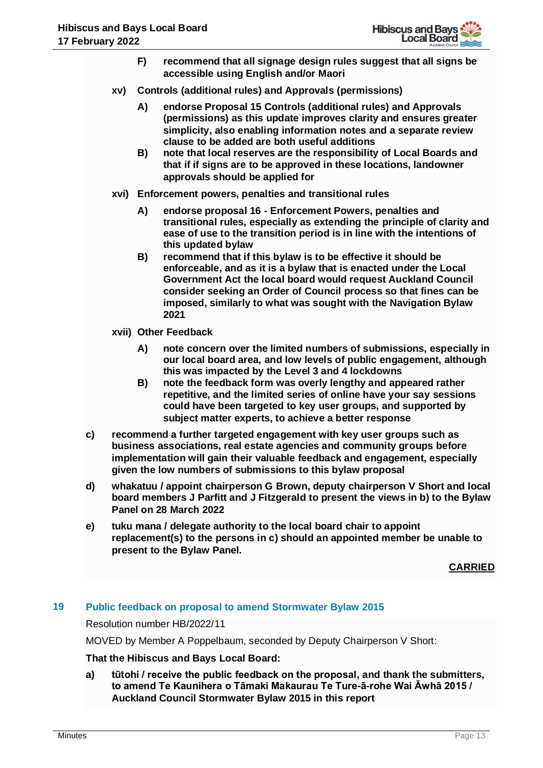F) **recommend that all signage design rules suggest that all signs be accessible using English and/or Maori**

xv) **Controls (additional rules) and Approvals (permissions)**

A) **endorse Proposal 15 Controls (additional rules) and Approvals (permissions) as this update improves clarity and ensures greater simplicity, also enabling information notes and a separate review clause to be added are both useful additions**

B) **note that local reserves are the responsibility of Local Boards and that if if signs are to be approved in these locations, landowner approvals should be applied for**

xvi) **Enforcement powers, penalties and transitional rules**

A) **endorse proposal 16 - Enforcement Powers, penalties and transitional rules, especially as extending the principle of clarity and ease of use to the transition period is in line with the intentions of this updated bylaw**

B) **recommend that if this bylaw is to be effective it should be enforceable, and as it is a bylaw that is enacted under the Local Government Act the local board would request Auckland Council consider seeking an Order of Council process so that fines can be imposed, similarly to what was sought with the Navigation Bylaw 2021**

xvii) **Other Feedback**

A) **note concern over the limited numbers of submissions, especially in our local board area, and low levels of public engagement, although this was impacted by the Level 3 and 4 lockdowns**

B) **note the feedback form was overly lengthy and appeared rather repetitive, and the limited series of online have your say sessions could have been targeted to key user groups, and supported by subject matter experts, to achieve a better response**

c) **recommend a further targeted engagement with key user groups such as business associations, real estate agencies and community groups before implementation will gain their valuable feedback and engagement, especially given the low numbers of submissions to this bylaw proposal**

d) **whakatuu / appoint chairperson G Brown, deputy chairperson V Short and local board members J Parfitt and J Fitzgerald to present the views in b) to the Bylaw Panel on 28 March 2022**

e) **tuku mana / delegate authority to the local board chair to appoint replacement(s) to the persons in c) should an appointed member be unable to present to the Bylaw Panel.**

**CARRIED**

## 19 Public feedback on proposal to amend Stormwater Bylaw 2015

Resolution number HB/2022/11

MOVED by Member A Poppelbaum, seconded by Deputy Chairperson V Short:

**That the Hibiscus and Bays Local Board:**

a) **tūtohi / receive the public feedback on the proposal, and thank the submitters, to amend Te Kaunihera o Tāmaki Makaurau Te Ture-ā-rohe Wai Āwhā 2015 / Auckland Council Stormwater Bylaw 2015 in this report**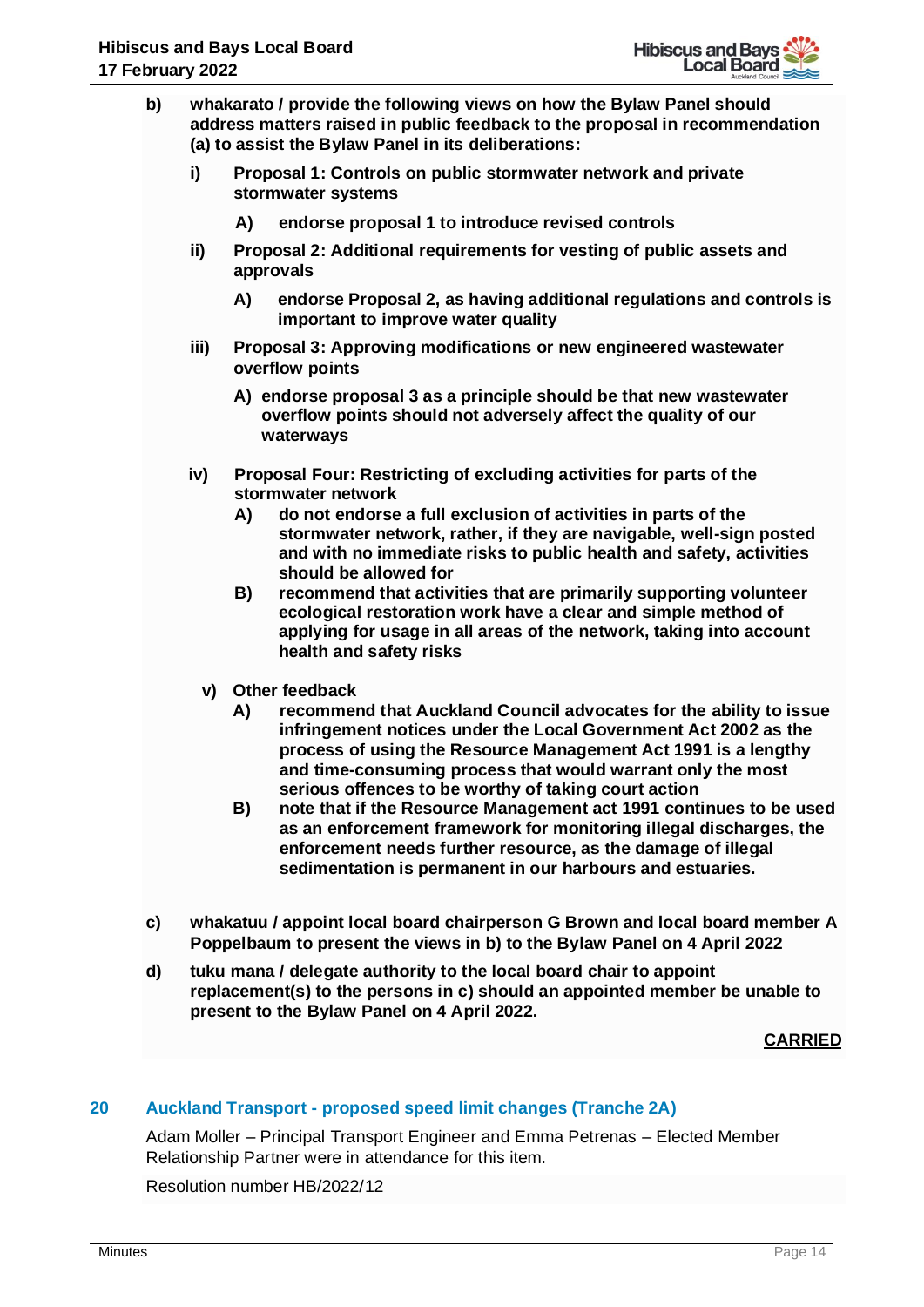**b) whakarato / provide the following views on how the Bylaw Panel should address matters raised in public feedback to the proposal in recommendation (a) to assist the Bylaw Panel in its deliberations:**

**i) Proposal 1: Controls on public stormwater network and private stormwater systems**

**A) endorse proposal 1 to introduce revised controls**

**ii) Proposal 2: Additional requirements for vesting of public assets and approvals**

**A) endorse Proposal 2, as having additional regulations and controls is important to improve water quality**

**iii) Proposal 3: Approving modifications or new engineered wastewater overflow points**

**A) endorse proposal 3 as a principle should be that new wastewater overflow points should not adversely affect the quality of our waterways**

**iv) Proposal Four: Restricting of excluding activities for parts of the stormwater network**

**A) do not endorse a full exclusion of activities in parts of the stormwater network, rather, if they are navigable, well-sign posted and with no immediate risks to public health and safety, activities should be allowed for**

**B) recommend that activities that are primarily supporting volunteer ecological restoration work have a clear and simple method of applying for usage in all areas of the network, taking into account health and safety risks**

**v) Other feedback**

**A) recommend that Auckland Council advocates for the ability to issue infringement notices under the Local Government Act 2002 as the process of using the Resource Management Act 1991 is a lengthy and time-consuming process that would warrant only the most serious offences to be worthy of taking court action**

**B) note that if the Resource Management act 1991 continues to be used as an enforcement framework for monitoring illegal discharges, the enforcement needs further resource, as the damage of illegal sedimentation is permanent in our harbours and estuaries.**

**c) whakatuu / appoint local board chairperson G Brown and local board member A Poppelbaum to present the views in b) to the Bylaw Panel on 4 April 2022**

**d) tuku mana / delegate authority to the local board chair to appoint replacement(s) to the persons in c) should an appointed member be unable to present to the Bylaw Panel on 4 April 2022.**

**CARRIED**

## 20 Auckland Transport - proposed speed limit changes (Tranche 2A)

Adam Moller – Principal Transport Engineer and Emma Petrenas – Elected Member Relationship Partner were in attendance for this item.

Resolution number HB/2022/12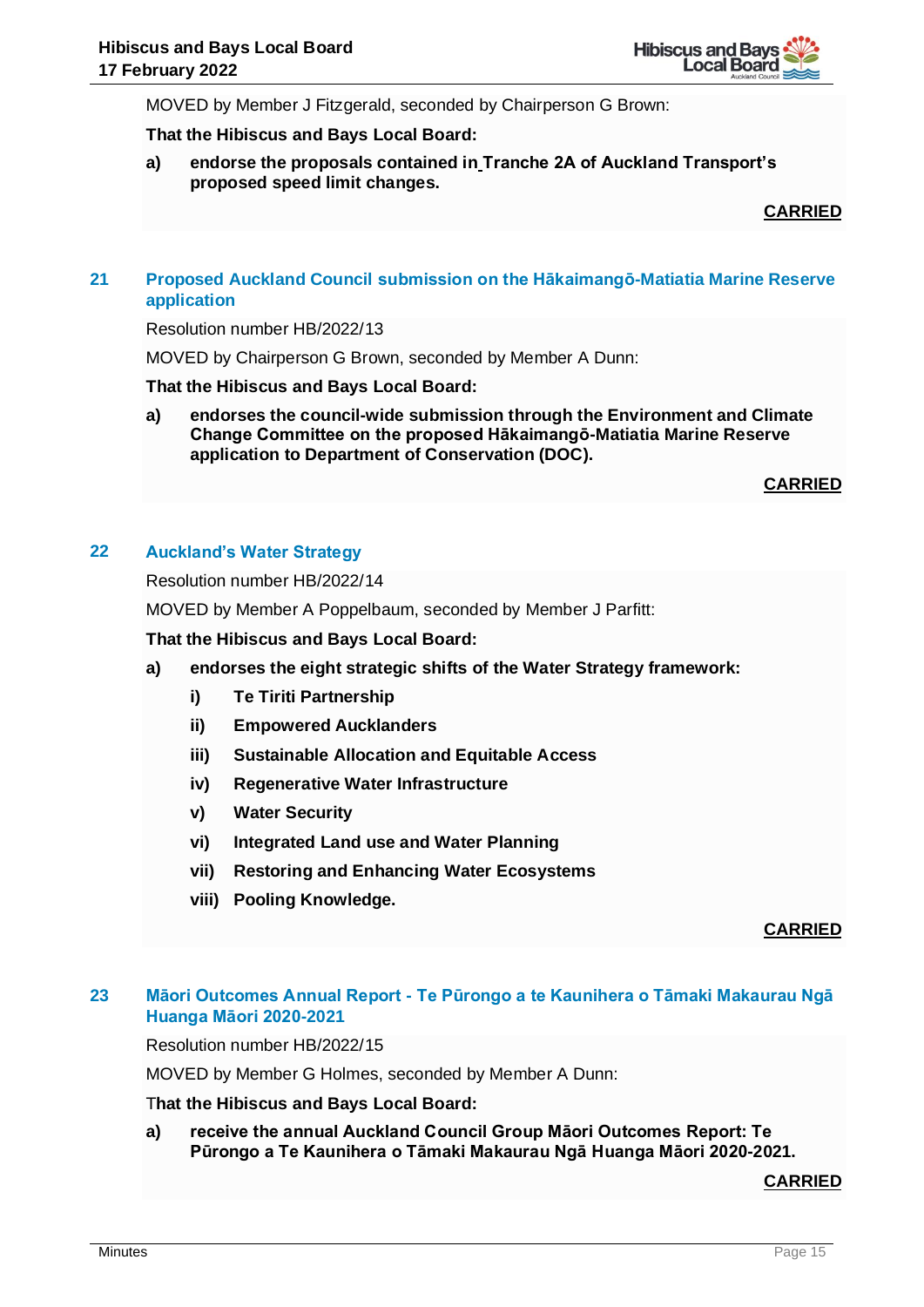MOVED by Member J Fitzgerald, seconded by Chairperson G Brown:

**That the Hibiscus and Bays Local Board:**

**a) endorse the proposals contained in Tranche 2A of Auckland Transport's proposed speed limit changes.**

**CARRIED**

## 21 Proposed Auckland Council submission on the Hākaimangō-Matiatia Marine Reserve application

Resolution number HB/2022/13

MOVED by Chairperson G Brown, seconded by Member A Dunn:

**That the Hibiscus and Bays Local Board:**

**a) endorses the council-wide submission through the Environment and Climate Change Committee on the proposed Hākaimangō-Matiatia Marine Reserve application to Department of Conservation (DOC).**

**CARRIED**

## 22 Auckland's Water Strategy

Resolution number HB/2022/14

MOVED by Member A Poppelbaum, seconded by Member J Parfitt:

**That the Hibiscus and Bays Local Board:**

**a) endorses the eight strategic shifts of the Water Strategy framework:**

- **i) Te Tiriti Partnership**
- **ii) Empowered Aucklanders**
- **iii) Sustainable Allocation and Equitable Access**
- **iv) Regenerative Water Infrastructure**
- **v) Water Security**
- **vi) Integrated Land use and Water Planning**
- **vii) Restoring and Enhancing Water Ecosystems**
- **viii) Pooling Knowledge.**

**CARRIED**

## 23 Māori Outcomes Annual Report - Te Pūrongo a te Kaunihera o Tāmaki Makaurau Ngā Huanga Māori 2020-2021

Resolution number HB/2022/15

MOVED by Member G Holmes, seconded by Member A Dunn:

**That the Hibiscus and Bays Local Board:**

**a) receive the annual Auckland Council Group Māori Outcomes Report: Te Pūrongo a Te Kaunihera o Tāmaki Makaurau Ngā Huanga Māori 2020-2021.**

**CARRIED**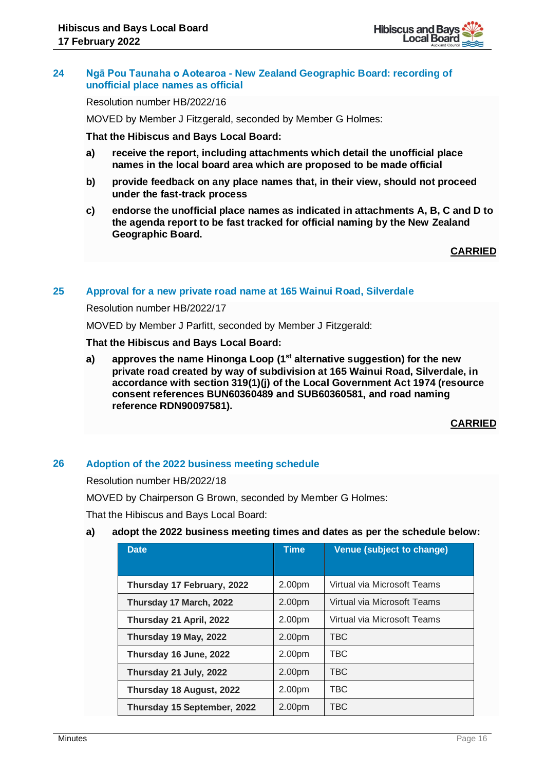## 24 Ngā Pou Taunaha o Aotearoa - New Zealand Geographic Board: recording of unofficial place names as official

Resolution number HB/2022/16

MOVED by Member J Fitzgerald, seconded by Member G Holmes:

**That the Hibiscus and Bays Local Board:**

**a) receive the report, including attachments which detail the unofficial place names in the local board area which are proposed to be made official**

**b) provide feedback on any place names that, in their view, should not proceed under the fast-track process**

**c) endorse the unofficial place names as indicated in attachments A, B, C and D to the agenda report to be fast tracked for official naming by the New Zealand Geographic Board.**

**CARRIED**

## 25 Approval for a new private road name at 165 Wainui Road, Silverdale

Resolution number HB/2022/17

MOVED by Member J Parfitt, seconded by Member J Fitzgerald:

**That the Hibiscus and Bays Local Board:**

**a) approves the name Hinonga Loop (1st alternative suggestion) for the new private road created by way of subdivision at 165 Wainui Road, Silverdale, in accordance with section 319(1)(j) of the Local Government Act 1974 (resource consent references BUN60360489 and SUB60360581, and road naming reference RDN90097581).**

**CARRIED**

## 26 Adoption of the 2022 business meeting schedule

Resolution number HB/2022/18

MOVED by Chairperson G Brown, seconded by Member G Holmes:

That the Hibiscus and Bays Local Board:

**a) adopt the 2022 business meeting times and dates as per the schedule below:**

| Date | Time | Venue (subject to change) |
|---|---|---|
| **Thursday 17 February, 2022** | 2.00pm | Virtual via Microsoft Teams |
| **Thursday 17 March, 2022** | 2.00pm | Virtual via Microsoft Teams |
| **Thursday 21 April, 2022** | 2.00pm | Virtual via Microsoft Teams |
| **Thursday 19 May, 2022** | 2.00pm | TBC |
| **Thursday 16 June, 2022** | 2.00pm | TBC |
| **Thursday 21 July, 2022** | 2.00pm | TBC |
| **Thursday 18 August, 2022** | 2.00pm | TBC |
| **Thursday 15 September, 2022** | 2.00pm | TBC |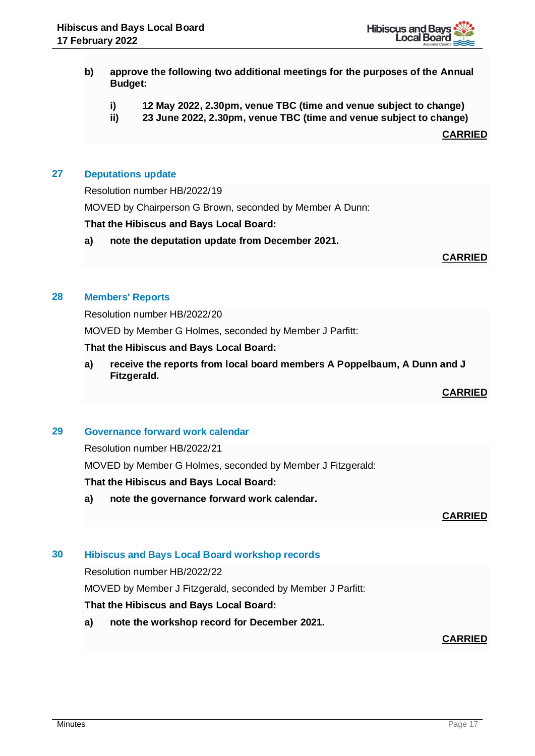**b) approve the following two additional meetings for the purposes of the Annual Budget:**

**i) 12 May 2022, 2.30pm, venue TBC (time and venue subject to change)**
**ii) 23 June 2022, 2.30pm, venue TBC (time and venue subject to change)**

**CARRIED**

## 27 Deputations update

Resolution number HB/2022/19

MOVED by Chairperson G Brown, seconded by Member A Dunn:

**That the Hibiscus and Bays Local Board:**

**a) note the deputation update from December 2021.**

**CARRIED**

## 28 Members' Reports

Resolution number HB/2022/20

MOVED by Member G Holmes, seconded by Member J Parfitt:

**That the Hibiscus and Bays Local Board:**

**a) receive the reports from local board members A Poppelbaum, A Dunn and J Fitzgerald.**

**CARRIED**

## 29 Governance forward work calendar

Resolution number HB/2022/21

MOVED by Member G Holmes, seconded by Member J Fitzgerald:

**That the Hibiscus and Bays Local Board:**

**a) note the governance forward work calendar.**

**CARRIED**

## 30 Hibiscus and Bays Local Board workshop records

Resolution number HB/2022/22

MOVED by Member J Fitzgerald, seconded by Member J Parfitt:

**That the Hibiscus and Bays Local Board:**

**a) note the workshop record for December 2021.**

**CARRIED**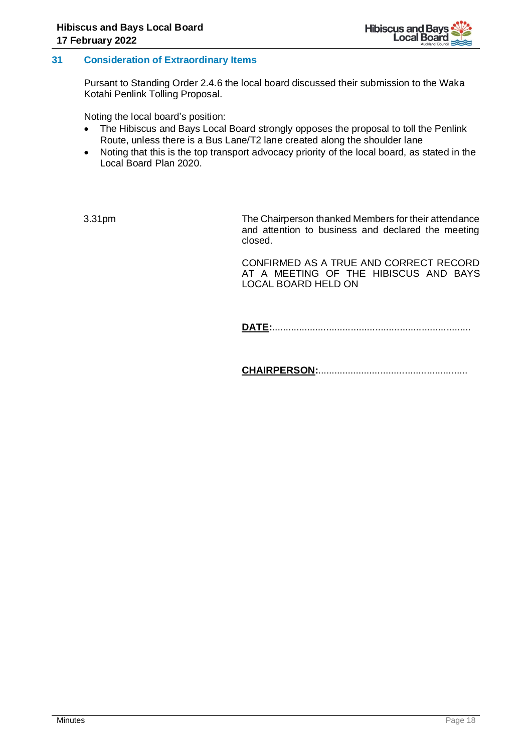## 31 Consideration of Extraordinary Items

Pursant to Standing Order 2.4.6 the local board discussed their submission to the Waka Kotahi Penlink Tolling Proposal.

Noting the local board's position:

- The Hibiscus and Bays Local Board strongly opposes the proposal to toll the Penlink Route, unless there is a Bus Lane/T2 lane created along the shoulder lane
- Noting that this is the top transport advocacy priority of the local board, as stated in the Local Board Plan 2020.

3.31pm

The Chairperson thanked Members for their attendance and attention to business and declared the meeting closed.

CONFIRMED AS A TRUE AND CORRECT RECORD AT A MEETING OF THE HIBISCUS AND BAYS LOCAL BOARD HELD ON

**DATE:**.........................................................................

**CHAIRPERSON:**.......................................................